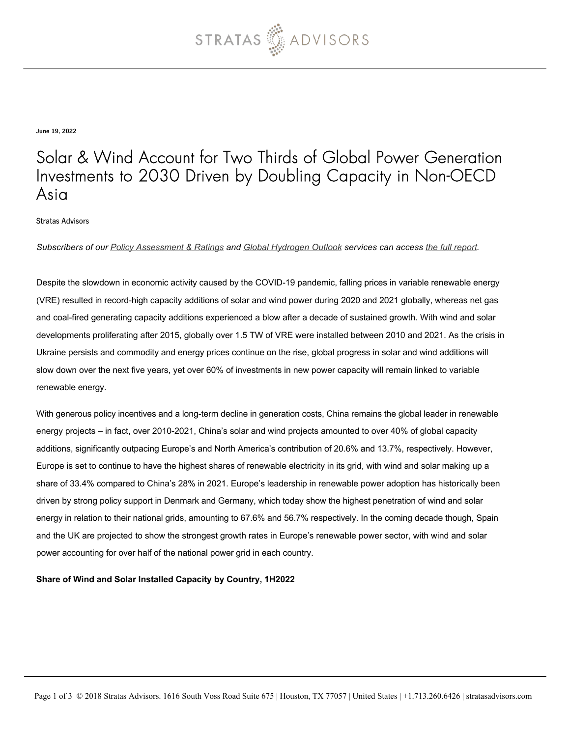June 19, 2022

# Solar & Wind Account for Two Thirds of Global Power Generation Investments to 2030 Driven by Doubling Capacity in Non-OECD Asia

Stratas Advisors

*Subscribers of our Policy Assessment & Ratings and Global Hydrogen Outlook services can access the full report.*

Despite the slowdown in economic activity caused by the COVID-19 pandemic, falling prices in variable renewable energy (VRE) resulted in record-high capacity additions of solar and wind power during 2020 and 2021 globally, whereas net gas and coal-fired generating capacity additions experienced a blow after a decade of sustained growth. With wind and solar developments proliferating after 2015, globally over 1.5 TW of VRE were installed between 2010 and 2021. As the crisis in Ukraine persists and commodity and energy prices continue on the rise, global progress in solar and wind additions will slow down over the next five years, yet over 60% of investments in new power capacity will remain linked to variable renewable energy.

With generous policy incentives and a long-term decline in generation costs, China remains the global leader in renewable energy projects – in fact, over 2010-2021, China's solar and wind projects amounted to over 40% of global capacity additions, significantly outpacing Europe's and North America's contribution of 20.6% and 13.7%, respectively. However, Europe is set to continue to have the highest shares of renewable electricity in its grid, with wind and solar making up a share of 33.4% compared to China's 28% in 2021. Europe's leadership in renewable power adoption has historically been driven by strong policy support in Denmark and Germany, which today show the highest penetration of wind and solar energy in relation to their national grids, amounting to 67.6% and 56.7% respectively. In the coming decade though, Spain and the UK are projected to show the strongest growth rates in Europe's renewable power sector, with wind and solar power accounting for over half of the national power grid in each country.

**Share of Wind and Solar Installed Capacity by Country, 1H2022**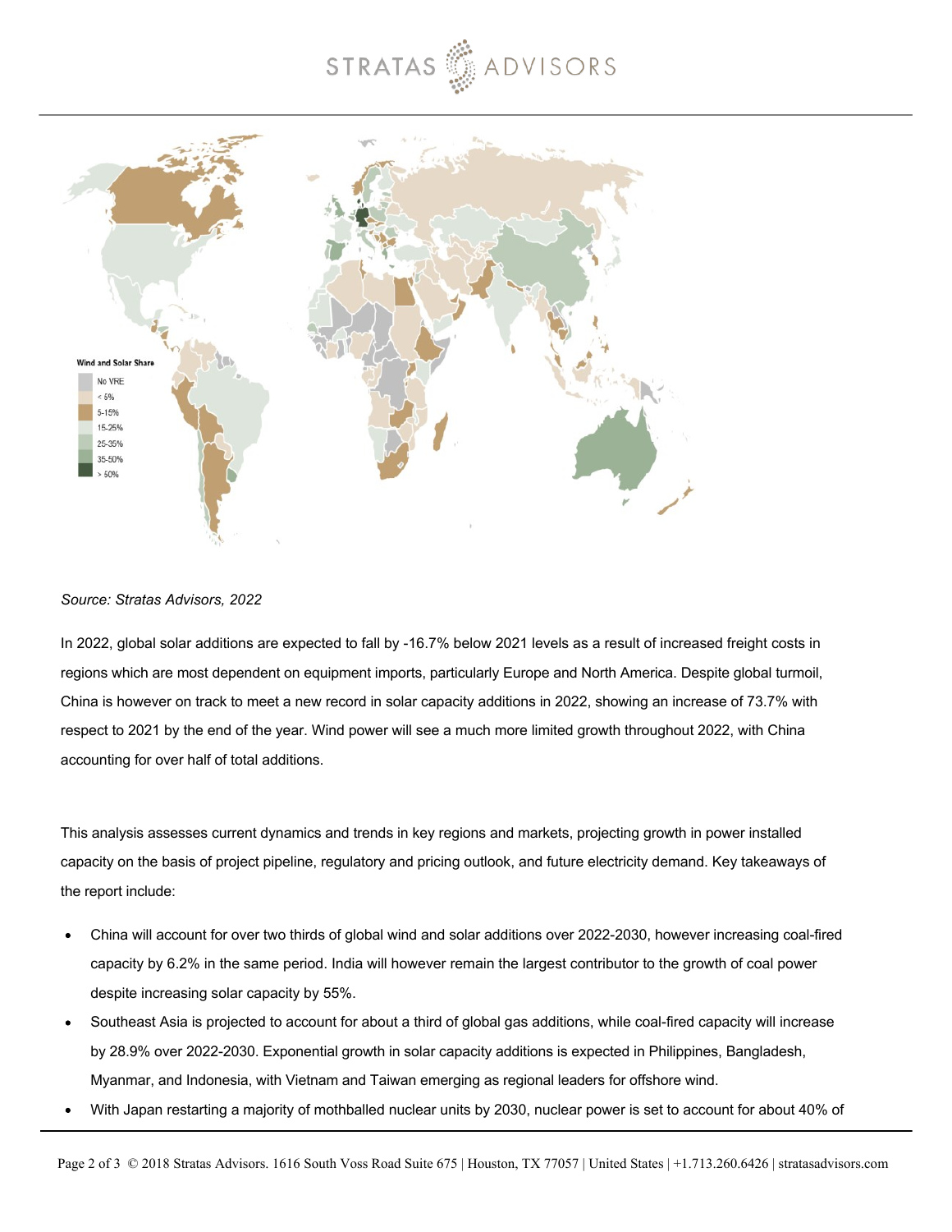Wind and Solar Share

- No VRE
- < 5%
- 5-15%
- 15-25%
- 25-35%
- 35-50%
- > 50%

*Source: Stratas Advisors, 2022*

In 2022, global solar additions are expected to fall by -16.7% below 2021 levels as a result of increased freight costs in regions which are most dependent on equipment imports, particularly Europe and North America. Despite global turmoil, China is however on track to meet a new record in solar capacity additions in 2022, showing an increase of 73.7% with respect to 2021 by the end of the year. Wind power will see a much more limited growth throughout 2022, with China accounting for over half of total additions.

This analysis assesses current dynamics and trends in key regions and markets, projecting growth in power installed capacity on the basis of project pipeline, regulatory and pricing outlook, and future electricity demand. Key takeaways of the report include:

- China will account for over two thirds of global wind and solar additions over 2022-2030, however increasing coal-fired capacity by 6.2% in the same period. India will however remain the largest contributor to the growth of coal power despite increasing solar capacity by 55%.
- Southeast Asia is projected to account for about a third of global gas additions, while coal-fired capacity will increase by 28.9% over 2022-2030. Exponential growth in solar capacity additions is expected in Philippines, Bangladesh, Myanmar, and Indonesia, with Vietnam and Taiwan emerging as regional leaders for offshore wind.
- With Japan restarting a majority of mothballed nuclear units by 2030, nuclear power is set to account for about 40% of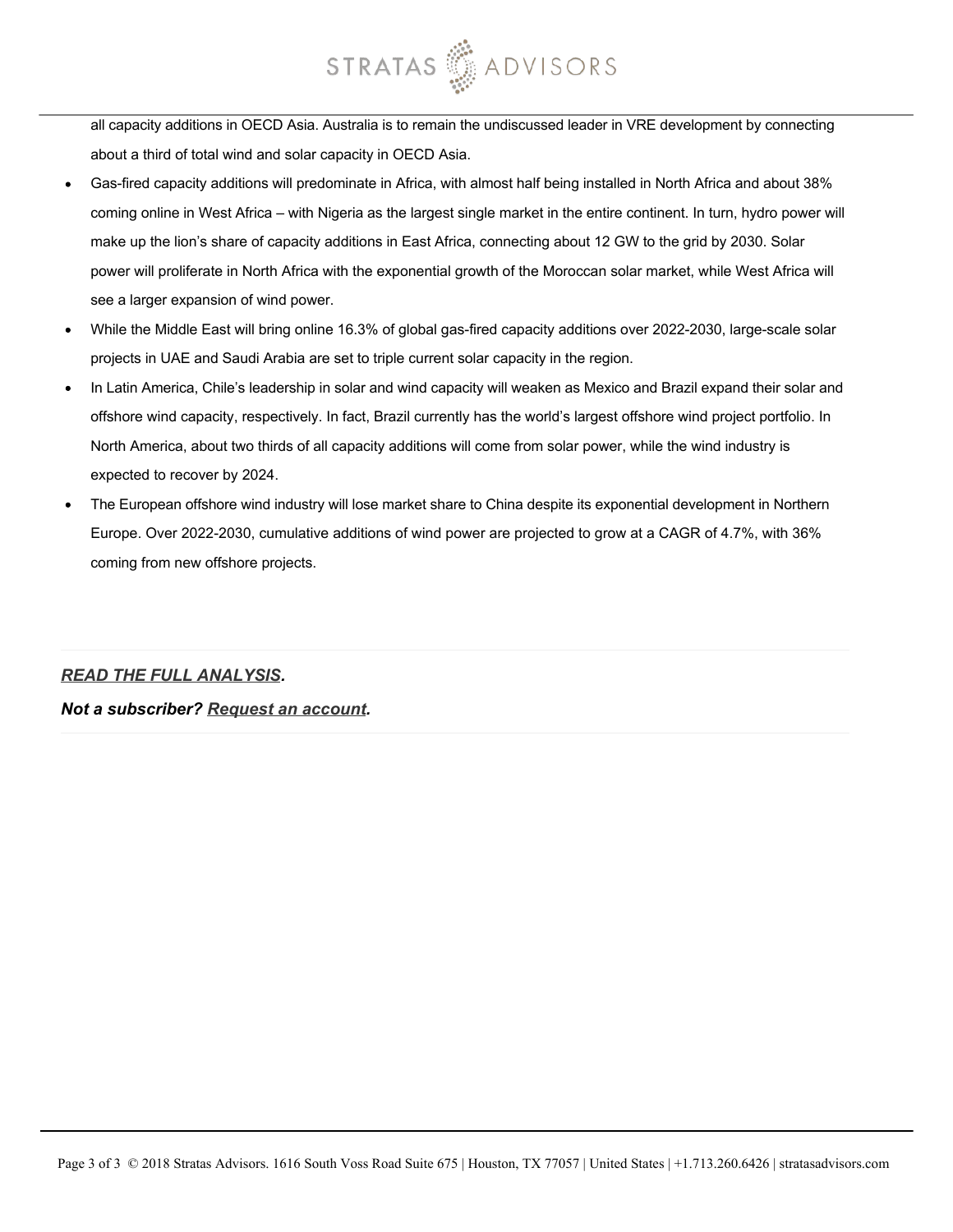all capacity additions in OECD Asia. Australia is to remain the undiscussed leader in VRE development by connecting about a third of total wind and solar capacity in OECD Asia.

- Gas-fired capacity additions will predominate in Africa, with almost half being installed in North Africa and about 38% coming online in West Africa – with Nigeria as the largest single market in the entire continent. In turn, hydro power will make up the lion's share of capacity additions in East Africa, connecting about 12 GW to the grid by 2030. Solar power will proliferate in North Africa with the exponential growth of the Moroccan solar market, while West Africa will see a larger expansion of wind power.
- While the Middle East will bring online 16.3% of global gas-fired capacity additions over 2022-2030, large-scale solar projects in UAE and Saudi Arabia are set to triple current solar capacity in the region.
- In Latin America, Chile's leadership in solar and wind capacity will weaken as Mexico and Brazil expand their solar and offshore wind capacity, respectively. In fact, Brazil currently has the world's largest offshore wind project portfolio. In North America, about two thirds of all capacity additions will come from solar power, while the wind industry is expected to recover by 2024.
- The European offshore wind industry will lose market share to China despite its exponential development in Northern Europe. Over 2022-2030, cumulative additions of wind power are projected to grow at a CAGR of 4.7%, with 36% coming from new offshore projects.

***READ THE FULL ANALYSIS.***

***Not a subscriber? Request an account.***